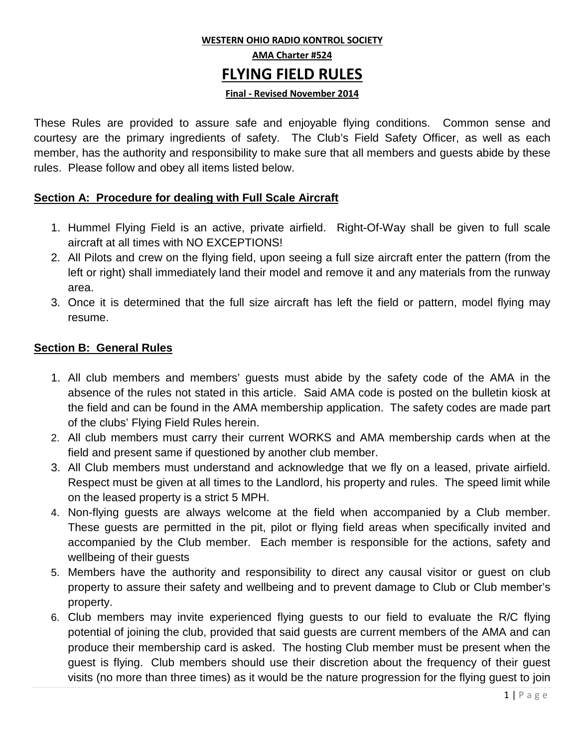**WESTERN OHIO RADIO KONTROL SOCIETY**

**AMA Charter #524**

# FLYING FIELD RULES

**Final - Revised November 2014**

These Rules are provided to assure safe and enjoyable flying conditions. Common sense and courtesy are the primary ingredients of safety. The Club's Field Safety Officer, as well as each member, has the authority and responsibility to make sure that all members and guests abide by these rules. Please follow and obey all items listed below.

## Section A: Procedure for dealing with Full Scale Aircraft

1. Hummel Flying Field is an active, private airfield. Right-Of-Way shall be given to full scale aircraft at all times with NO EXCEPTIONS!
2. All Pilots and crew on the flying field, upon seeing a full size aircraft enter the pattern (from the left or right) shall immediately land their model and remove it and any materials from the runway area.
3. Once it is determined that the full size aircraft has left the field or pattern, model flying may resume.

## Section B: General Rules

1. All club members and members' guests must abide by the safety code of the AMA in the absence of the rules not stated in this article. Said AMA code is posted on the bulletin kiosk at the field and can be found in the AMA membership application. The safety codes are made part of the clubs' Flying Field Rules herein.
2. All club members must carry their current WORKS and AMA membership cards when at the field and present same if questioned by another club member.
3. All Club members must understand and acknowledge that we fly on a leased, private airfield. Respect must be given at all times to the Landlord, his property and rules. The speed limit while on the leased property is a strict 5 MPH.
4. Non-flying guests are always welcome at the field when accompanied by a Club member. These guests are permitted in the pit, pilot or flying field areas when specifically invited and accompanied by the Club member. Each member is responsible for the actions, safety and wellbeing of their guests
5. Members have the authority and responsibility to direct any causal visitor or guest on club property to assure their safety and wellbeing and to prevent damage to Club or Club member's property.
6. Club members may invite experienced flying guests to our field to evaluate the R/C flying potential of joining the club, provided that said guests are current members of the AMA and can produce their membership card is asked. The hosting Club member must be present when the guest is flying. Club members should use their discretion about the frequency of their guest visits (no more than three times) as it would be the nature progression for the flying guest to join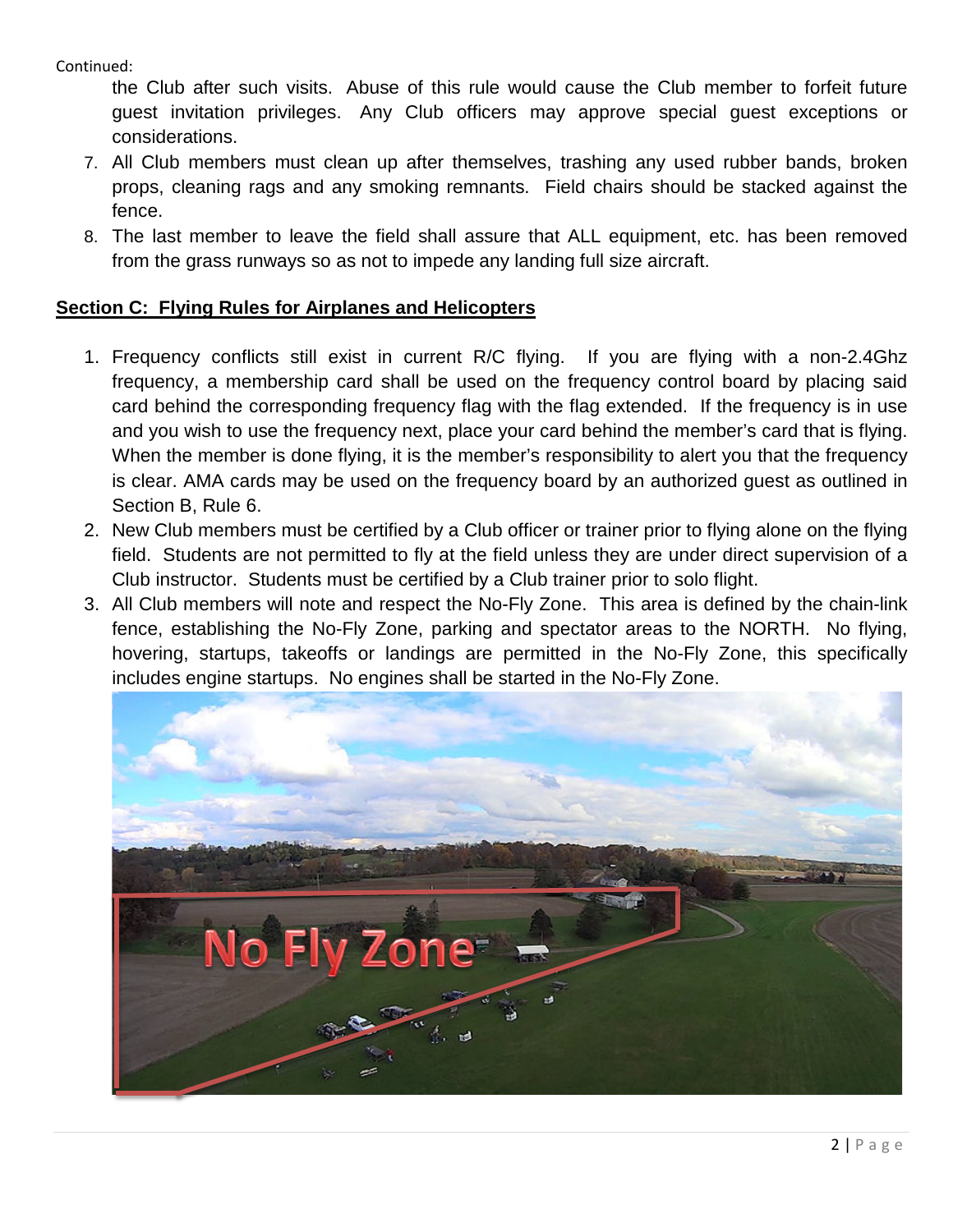Continued:

the Club after such visits. Abuse of this rule would cause the Club member to forfeit future guest invitation privileges. Any Club officers may approve special guest exceptions or considerations.

7. All Club members must clean up after themselves, trashing any used rubber bands, broken props, cleaning rags and any smoking remnants. Field chairs should be stacked against the fence.
8. The last member to leave the field shall assure that ALL equipment, etc. has been removed from the grass runways so as not to impede any landing full size aircraft.

## **Section C: Flying Rules for Airplanes and Helicopters**

1. Frequency conflicts still exist in current R/C flying. If you are flying with a non-2.4Ghz frequency, a membership card shall be used on the frequency control board by placing said card behind the corresponding frequency flag with the flag extended. If the frequency is in use and you wish to use the frequency next, place your card behind the member's card that is flying. When the member is done flying, it is the member's responsibility to alert you that the frequency is clear. AMA cards may be used on the frequency board by an authorized guest as outlined in Section B, Rule 6.
2. New Club members must be certified by a Club officer or trainer prior to flying alone on the flying field. Students are not permitted to fly at the field unless they are under direct supervision of a Club instructor. Students must be certified by a Club trainer prior to solo flight.
3. All Club members will note and respect the No-Fly Zone. This area is defined by the chain-link fence, establishing the No-Fly Zone, parking and spectator areas to the NORTH. No flying, hovering, startups, takeoffs or landings are permitted in the No-Fly Zone, this specifically includes engine startups. No engines shall be started in the No-Fly Zone.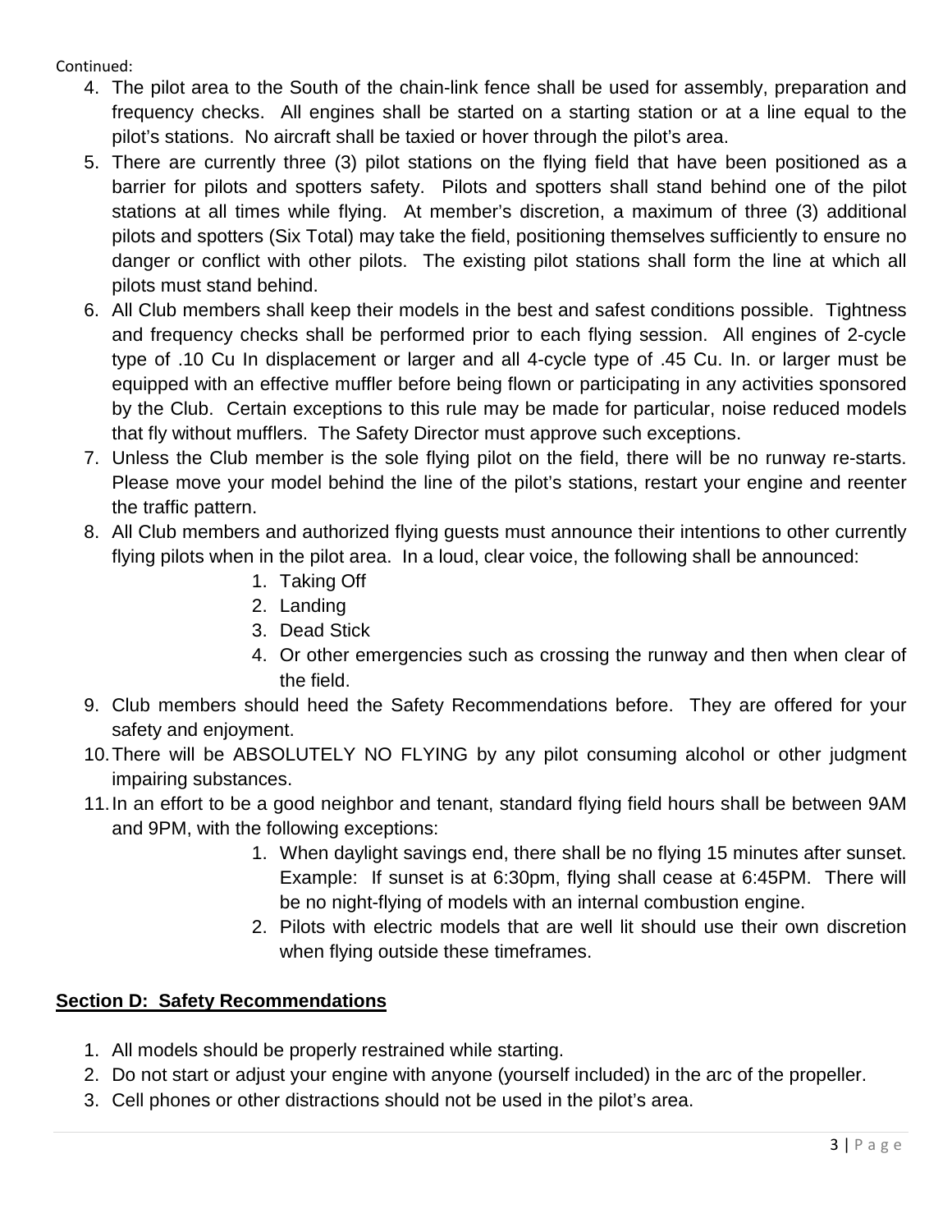Continued:

4. The pilot area to the South of the chain-link fence shall be used for assembly, preparation and frequency checks. All engines shall be started on a starting station or at a line equal to the pilot's stations. No aircraft shall be taxied or hover through the pilot's area.
5. There are currently three (3) pilot stations on the flying field that have been positioned as a barrier for pilots and spotters safety. Pilots and spotters shall stand behind one of the pilot stations at all times while flying. At member's discretion, a maximum of three (3) additional pilots and spotters (Six Total) may take the field, positioning themselves sufficiently to ensure no danger or conflict with other pilots. The existing pilot stations shall form the line at which all pilots must stand behind.
6. All Club members shall keep their models in the best and safest conditions possible. Tightness and frequency checks shall be performed prior to each flying session. All engines of 2-cycle type of .10 Cu In displacement or larger and all 4-cycle type of .45 Cu. In. or larger must be equipped with an effective muffler before being flown or participating in any activities sponsored by the Club. Certain exceptions to this rule may be made for particular, noise reduced models that fly without mufflers. The Safety Director must approve such exceptions.
7. Unless the Club member is the sole flying pilot on the field, there will be no runway re-starts. Please move your model behind the line of the pilot's stations, restart your engine and reenter the traffic pattern.
8. All Club members and authorized flying guests must announce their intentions to other currently flying pilots when in the pilot area. In a loud, clear voice, the following shall be announced:
    1. Taking Off
    2. Landing
    3. Dead Stick
    4. Or other emergencies such as crossing the runway and then when clear of the field.
9. Club members should heed the Safety Recommendations before. They are offered for your safety and enjoyment.
10. There will be ABSOLUTELY NO FLYING by any pilot consuming alcohol or other judgment impairing substances.
11. In an effort to be a good neighbor and tenant, standard flying field hours shall be between 9AM and 9PM, with the following exceptions:
    1. When daylight savings end, there shall be no flying 15 minutes after sunset. Example: If sunset is at 6:30pm, flying shall cease at 6:45PM. There will be no night-flying of models with an internal combustion engine.
    2. Pilots with electric models that are well lit should use their own discretion when flying outside these timeframes.

## Section D: Safety Recommendations

1. All models should be properly restrained while starting.
2. Do not start or adjust your engine with anyone (yourself included) in the arc of the propeller.
3. Cell phones or other distractions should not be used in the pilot's area.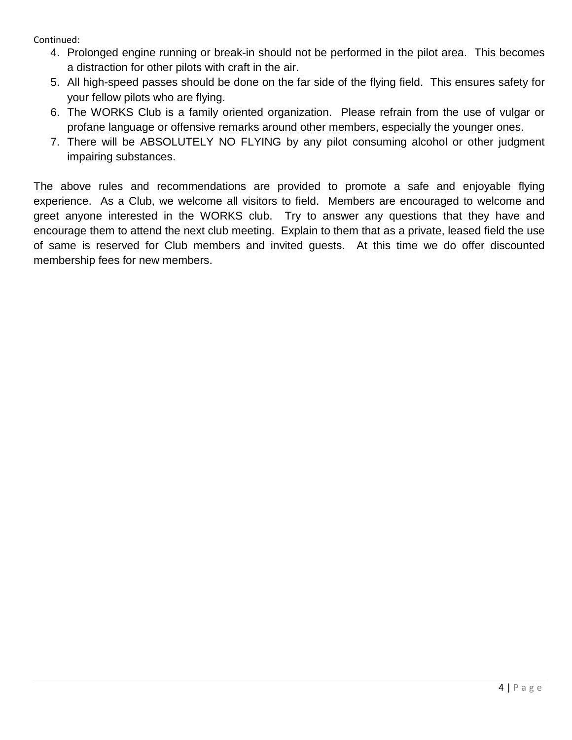Continued:

4. Prolonged engine running or break-in should not be performed in the pilot area. This becomes a distraction for other pilots with craft in the air.
5. All high-speed passes should be done on the far side of the flying field. This ensures safety for your fellow pilots who are flying.
6. The WORKS Club is a family oriented organization. Please refrain from the use of vulgar or profane language or offensive remarks around other members, especially the younger ones.
7. There will be ABSOLUTELY NO FLYING by any pilot consuming alcohol or other judgment impairing substances.

The above rules and recommendations are provided to promote a safe and enjoyable flying experience. As a Club, we welcome all visitors to field. Members are encouraged to welcome and greet anyone interested in the WORKS club. Try to answer any questions that they have and encourage them to attend the next club meeting. Explain to them that as a private, leased field the use of same is reserved for Club members and invited guests. At this time we do offer discounted membership fees for new members.